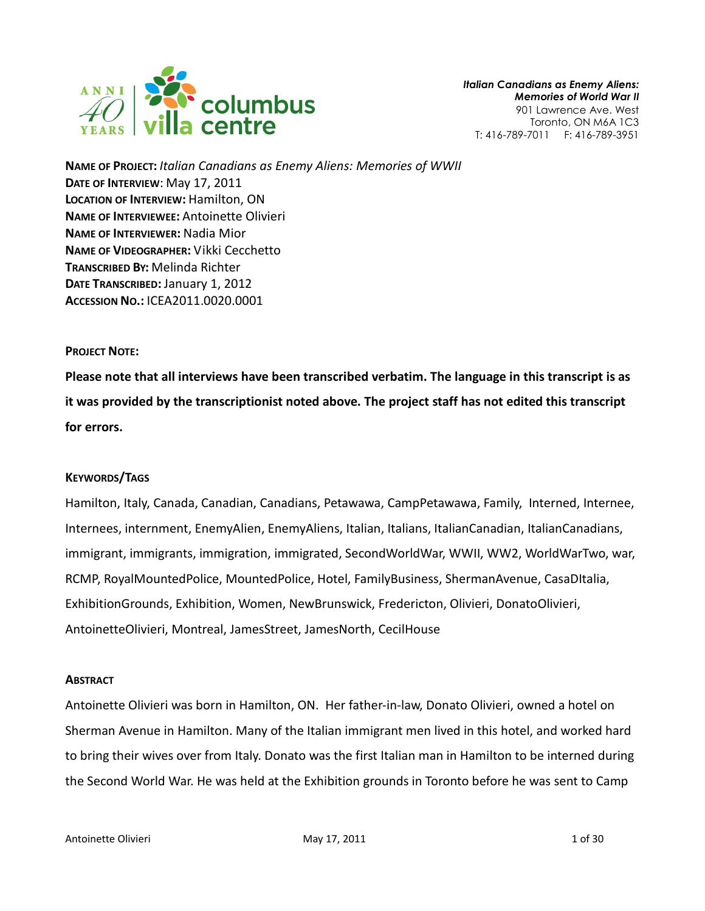columbus villa centre — ANNI 40 YEARS

*Italian Canadians as Enemy Aliens: Memories of World War II*
901 Lawrence Ave. West
Toronto, ON M6A 1C3
T: 416-789-7011 F: 416-789-3951

**NAME OF PROJECT:** *Italian Canadians as Enemy Aliens: Memories of WWII*
**DATE OF INTERVIEW**: May 17, 2011
**LOCATION OF INTERVIEW:** Hamilton, ON
**NAME OF INTERVIEWEE:** Antoinette Olivieri
**NAME OF INTERVIEWER:** Nadia Mior
**NAME OF VIDEOGRAPHER:** Vikki Cecchetto
**TRANSCRIBED BY:** Melinda Richter
**DATE TRANSCRIBED:** January 1, 2012
**ACCESSION NO.:** ICEA2011.0020.0001

**PROJECT NOTE:**

**Please note that all interviews have been transcribed verbatim. The language in this transcript is as it was provided by the transcriptionist noted above. The project staff has not edited this transcript for errors.**

**KEYWORDS/TAGS**

Hamilton, Italy, Canada, Canadian, Canadians, Petawawa, CampPetawawa, Family, Interned, Internee, Internees, internment, EnemyAlien, EnemyAliens, Italian, Italians, ItalianCanadian, ItalianCanadians, immigrant, immigrants, immigration, immigrated, SecondWorldWar, WWII, WW2, WorldWarTwo, war, RCMP, RoyalMountedPolice, MountedPolice, Hotel, FamilyBusiness, ShermanAvenue, CasaDItalia, ExhibitionGrounds, Exhibition, Women, NewBrunswick, Fredericton, Olivieri, DonatoOlivieri, AntoinetteOlivieri, Montreal, JamesStreet, JamesNorth, CecilHouse

**ABSTRACT**

Antoinette Olivieri was born in Hamilton, ON. Her father-in-law, Donato Olivieri, owned a hotel on Sherman Avenue in Hamilton. Many of the Italian immigrant men lived in this hotel, and worked hard to bring their wives over from Italy. Donato was the first Italian man in Hamilton to be interned during the Second World War. He was held at the Exhibition grounds in Toronto before he was sent to Camp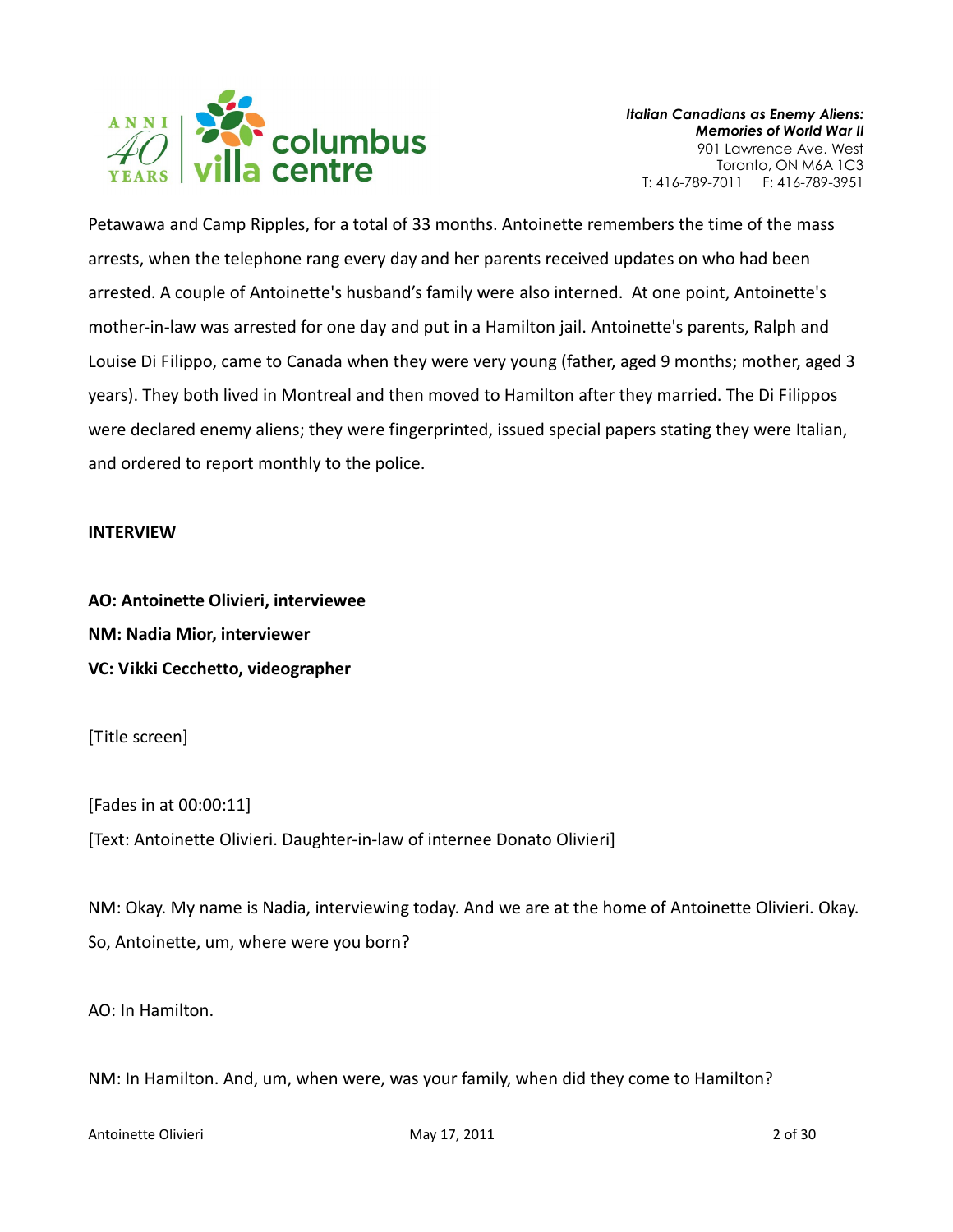Petawawa and Camp Ripples, for a total of 33 months. Antoinette remembers the time of the mass arrests, when the telephone rang every day and her parents received updates on who had been arrested. A couple of Antoinette's husband's family were also interned. At one point, Antoinette's mother-in-law was arrested for one day and put in a Hamilton jail. Antoinette's parents, Ralph and Louise Di Filippo, came to Canada when they were very young (father, aged 9 months; mother, aged 3 years). They both lived in Montreal and then moved to Hamilton after they married. The Di Filippos were declared enemy aliens; they were fingerprinted, issued special papers stating they were Italian, and ordered to report monthly to the police.

**INTERVIEW**

**AO: Antoinette Olivieri, interviewee**

**NM: Nadia Mior, interviewer**

**VC: Vikki Cecchetto, videographer**

[Title screen]

[Fades in at 00:00:11]

[Text: Antoinette Olivieri. Daughter-in-law of internee Donato Olivieri]

NM: Okay. My name is Nadia, interviewing today. And we are at the home of Antoinette Olivieri. Okay. So, Antoinette, um, where were you born?

AO: In Hamilton.

NM: In Hamilton. And, um, when were, was your family, when did they come to Hamilton?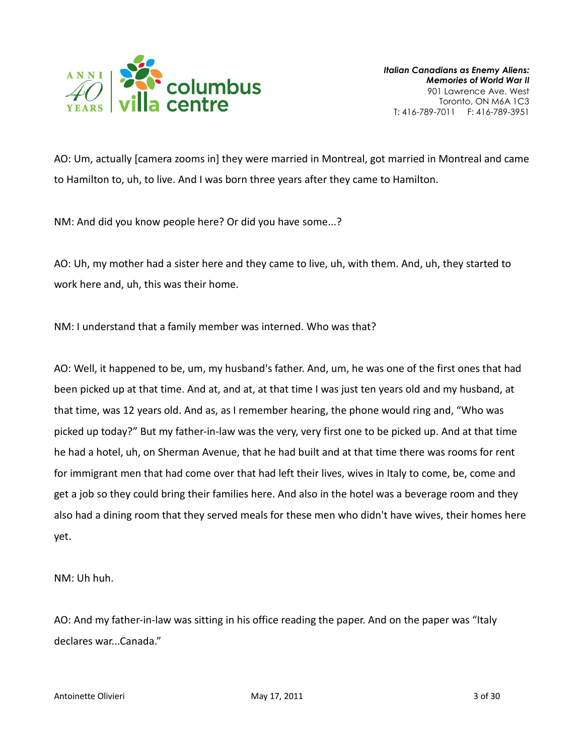AO: Um, actually [camera zooms in] they were married in Montreal, got married in Montreal and came to Hamilton to, uh, to live. And I was born three years after they came to Hamilton.

NM: And did you know people here? Or did you have some...?

AO: Uh, my mother had a sister here and they came to live, uh, with them. And, uh, they started to work here and, uh, this was their home.

NM: I understand that a family member was interned. Who was that?

AO: Well, it happened to be, um, my husband's father. And, um, he was one of the first ones that had been picked up at that time. And at, and at, at that time I was just ten years old and my husband, at that time, was 12 years old. And as, as I remember hearing, the phone would ring and, "Who was picked up today?" But my father-in-law was the very, very first one to be picked up. And at that time he had a hotel, uh, on Sherman Avenue, that he had built and at that time there was rooms for rent for immigrant men that had come over that had left their lives, wives in Italy to come, be, come and get a job so they could bring their families here. And also in the hotel was a beverage room and they also had a dining room that they served meals for these men who didn't have wives, their homes here yet.

NM: Uh huh.

AO: And my father-in-law was sitting in his office reading the paper. And on the paper was "Italy declares war...Canada."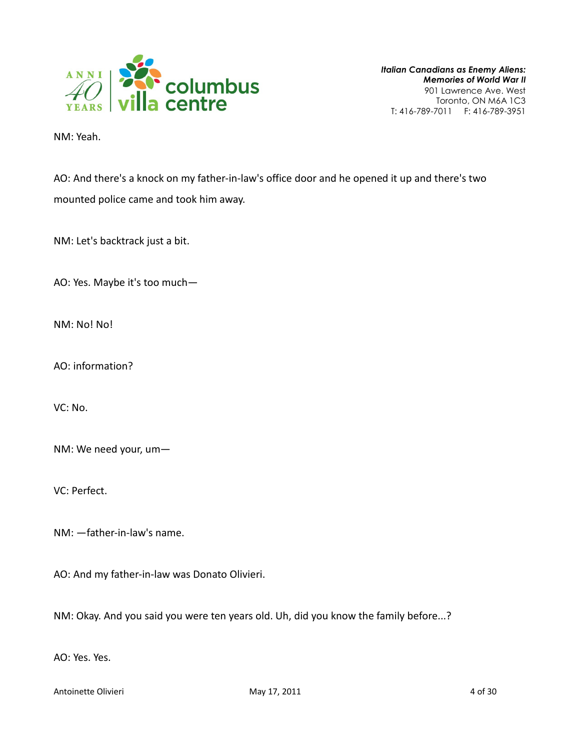NM: Yeah.

AO: And there's a knock on my father-in-law's office door and he opened it up and there's two mounted police came and took him away.

NM: Let's backtrack just a bit.

AO: Yes. Maybe it's too much—

NM: No! No!

AO: information?

VC: No.

NM: We need your, um—

VC: Perfect.

NM: —father-in-law's name.

AO: And my father-in-law was Donato Olivieri.

NM: Okay. And you said you were ten years old. Uh, did you know the family before...?

AO: Yes. Yes.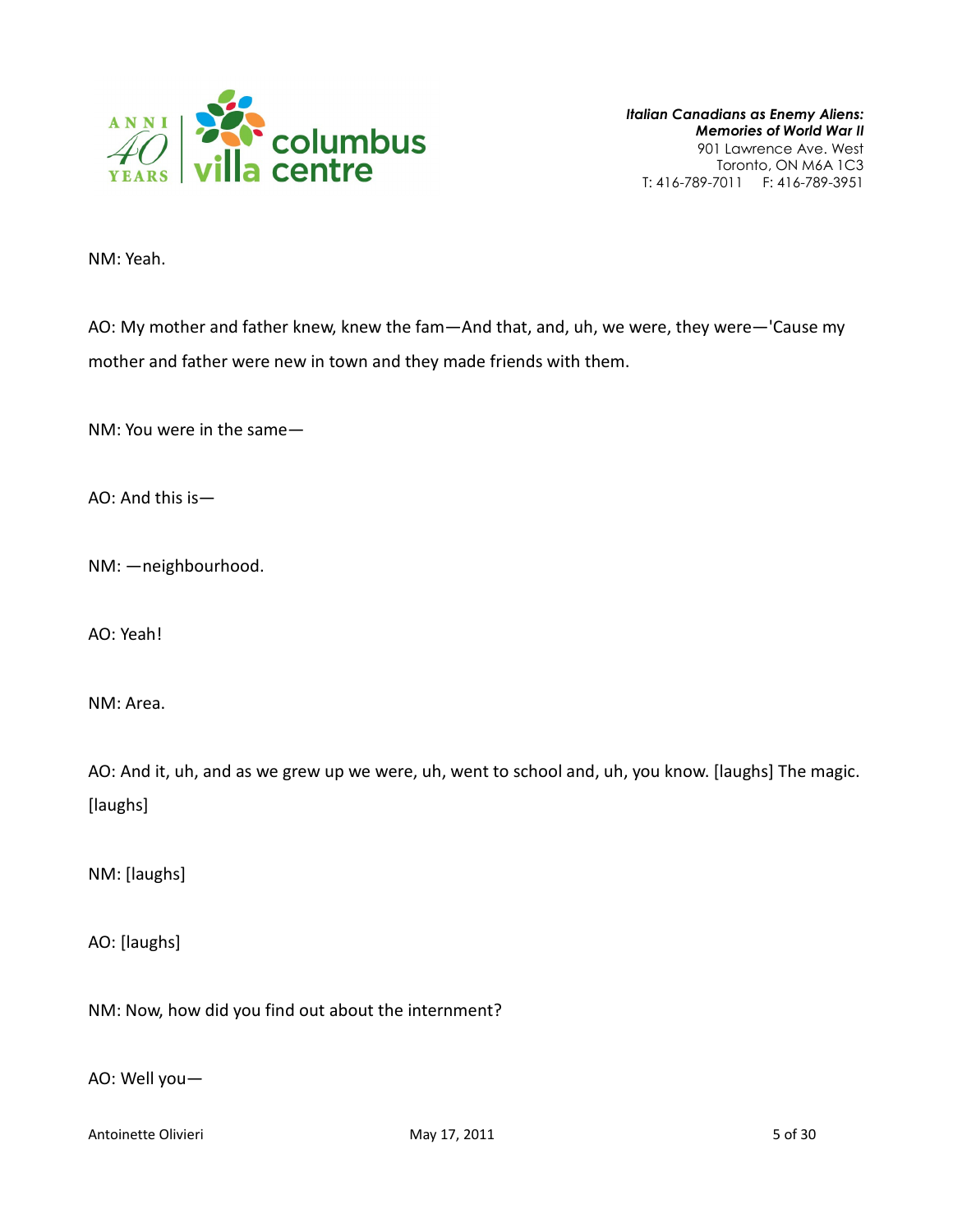NM: Yeah.

AO: My mother and father knew, knew the fam—And that, and, uh, we were, they were—'Cause my mother and father were new in town and they made friends with them.

NM: You were in the same—

AO: And this is—

NM: —neighbourhood.

AO: Yeah!

NM: Area.

AO: And it, uh, and as we grew up we were, uh, went to school and, uh, you know. [laughs] The magic. [laughs]

NM: [laughs]

AO: [laughs]

NM: Now, how did you find out about the internment?

AO: Well you—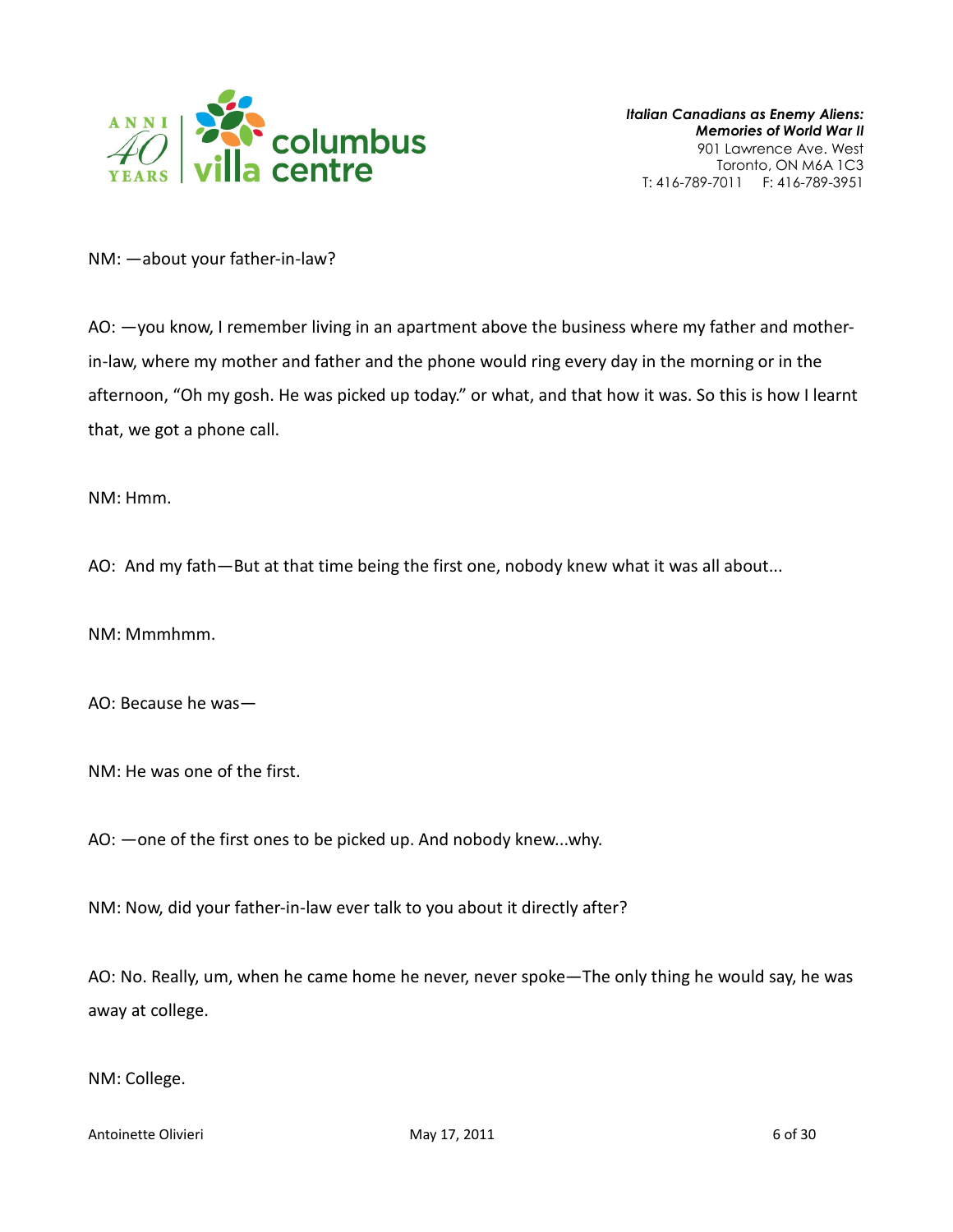NM: —about your father-in-law?

AO: —you know, I remember living in an apartment above the business where my father and mother-in-law, where my mother and father and the phone would ring every day in the morning or in the afternoon, "Oh my gosh. He was picked up today." or what, and that how it was. So this is how I learnt that, we got a phone call.

NM: Hmm.

AO: And my fath—But at that time being the first one, nobody knew what it was all about...

NM: Mmmhmm.

AO: Because he was—

NM: He was one of the first.

AO: —one of the first ones to be picked up. And nobody knew...why.

NM: Now, did your father-in-law ever talk to you about it directly after?

AO: No. Really, um, when he came home he never, never spoke—The only thing he would say, he was away at college.

NM: College.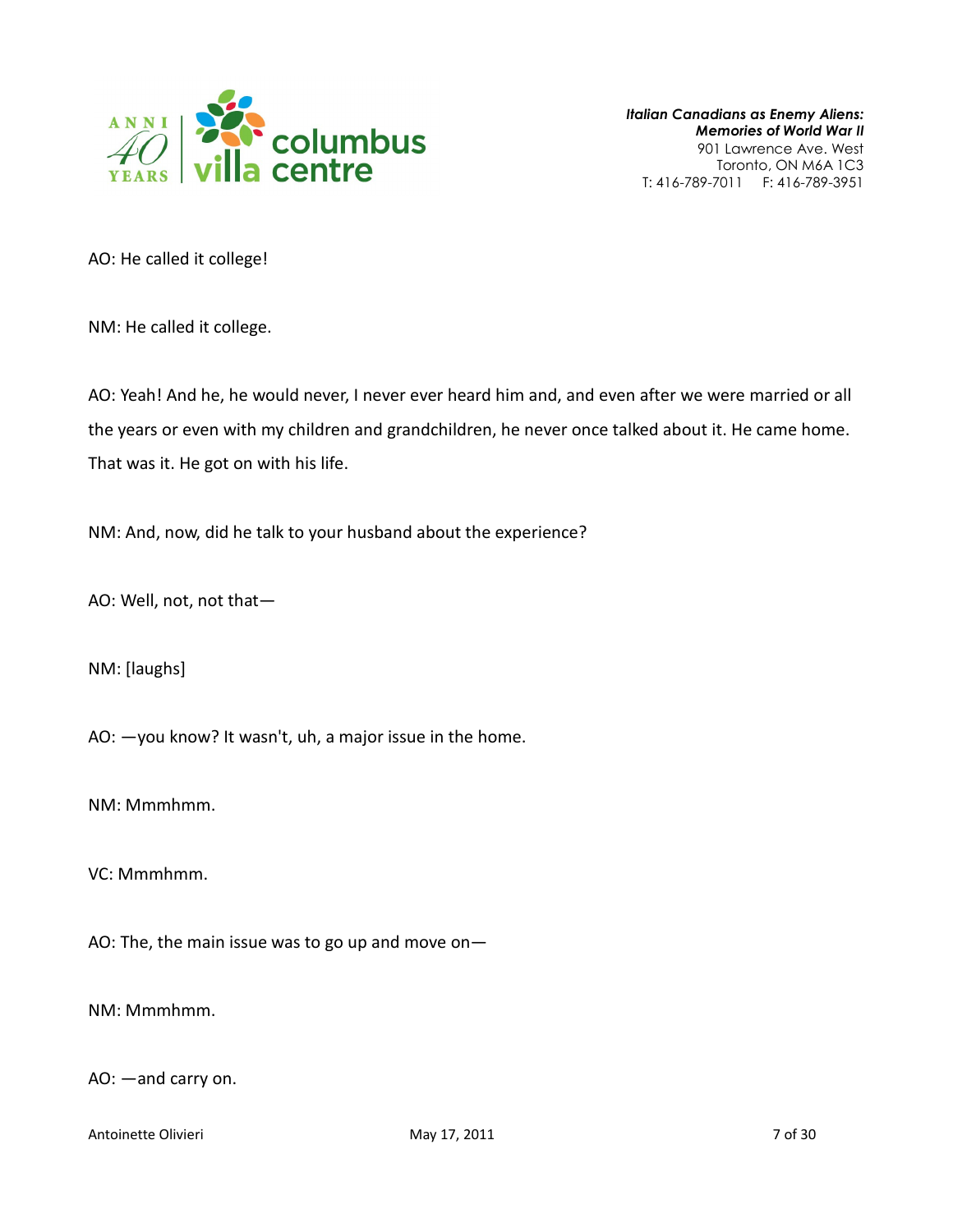AO: He called it college!

NM: He called it college.

AO: Yeah! And he, he would never, I never ever heard him and, and even after we were married or all the years or even with my children and grandchildren, he never once talked about it. He came home. That was it. He got on with his life.

NM: And, now, did he talk to your husband about the experience?

AO: Well, not, not that—

NM: [laughs]

AO: —you know? It wasn't, uh, a major issue in the home.

NM: Mmmhmm.

VC: Mmmhmm.

AO: The, the main issue was to go up and move on—

NM: Mmmhmm.

AO: —and carry on.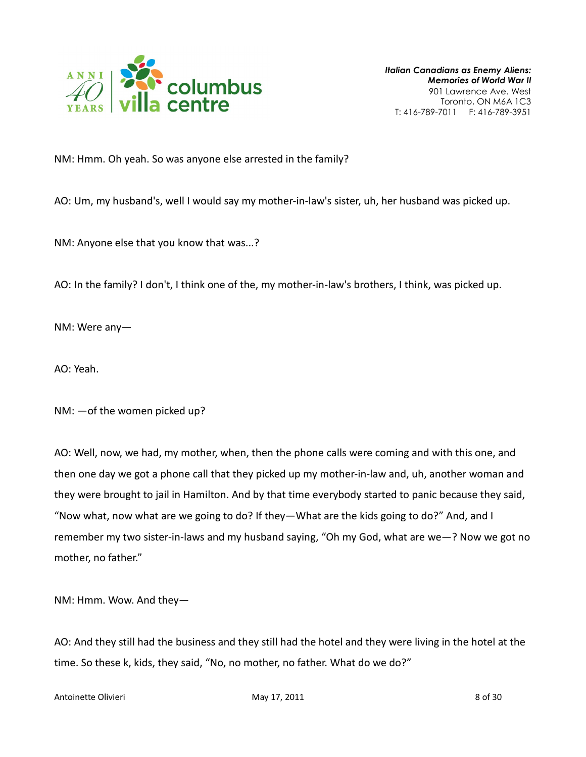NM: Hmm. Oh yeah. So was anyone else arrested in the family?

AO: Um, my husband's, well I would say my mother-in-law's sister, uh, her husband was picked up.

NM: Anyone else that you know that was...?

AO: In the family? I don't, I think one of the, my mother-in-law's brothers, I think, was picked up.

NM: Were any—

AO: Yeah.

NM: —of the women picked up?

AO: Well, now, we had, my mother, when, then the phone calls were coming and with this one, and then one day we got a phone call that they picked up my mother-in-law and, uh, another woman and they were brought to jail in Hamilton. And by that time everybody started to panic because they said, "Now what, now what are we going to do? If they—What are the kids going to do?" And, and I remember my two sister-in-laws and my husband saying, "Oh my God, what are we—? Now we got no mother, no father."

NM: Hmm. Wow. And they—

AO: And they still had the business and they still had the hotel and they were living in the hotel at the time. So these k, kids, they said, "No, no mother, no father. What do we do?"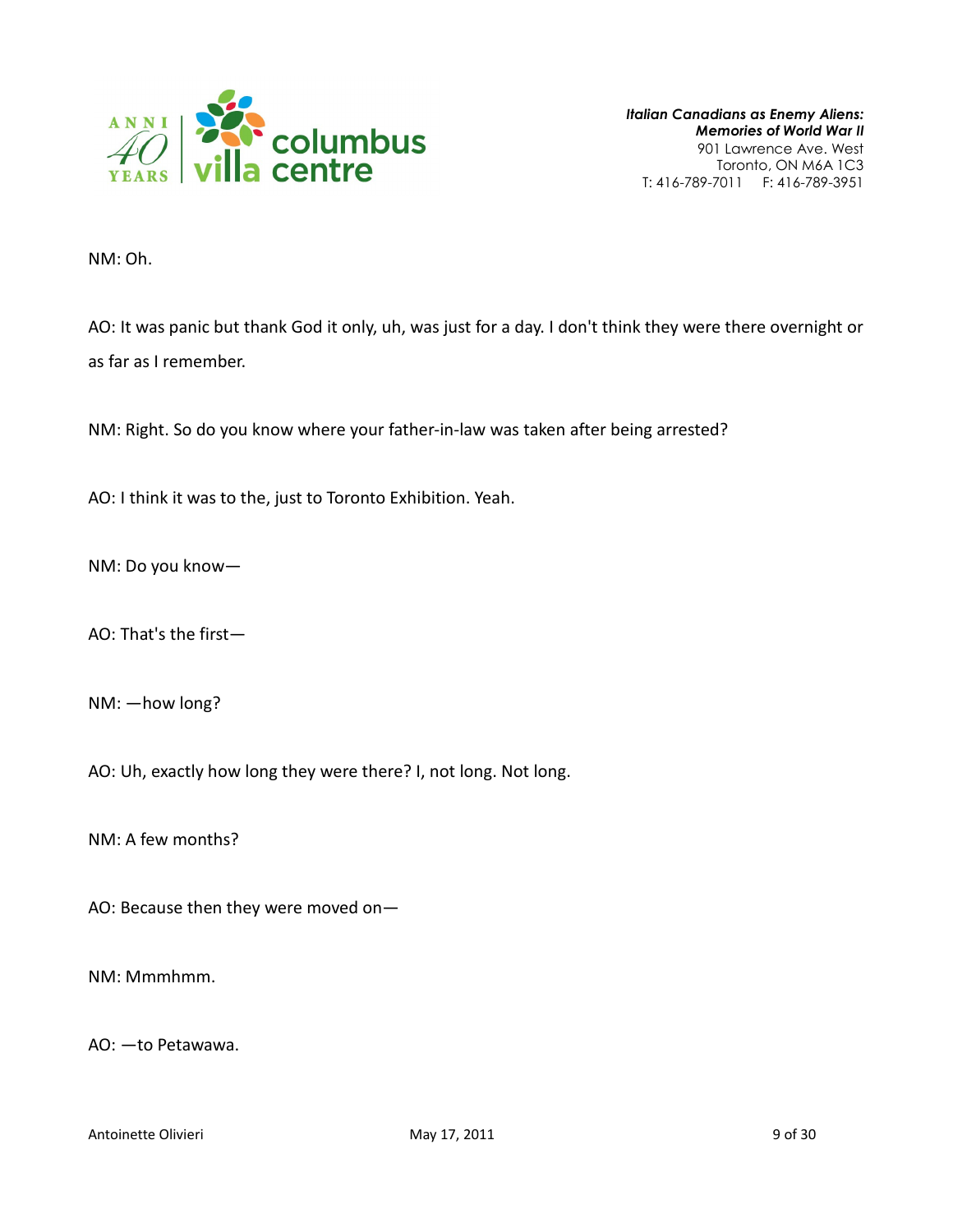NM: Oh.

AO: It was panic but thank God it only, uh, was just for a day. I don't think they were there overnight or as far as I remember.

NM: Right. So do you know where your father-in-law was taken after being arrested?

AO: I think it was to the, just to Toronto Exhibition. Yeah.

NM: Do you know—

AO: That's the first—

NM: —how long?

AO: Uh, exactly how long they were there? I, not long. Not long.

NM: A few months?

AO: Because then they were moved on—

NM: Mmmhmm.

AO: —to Petawawa.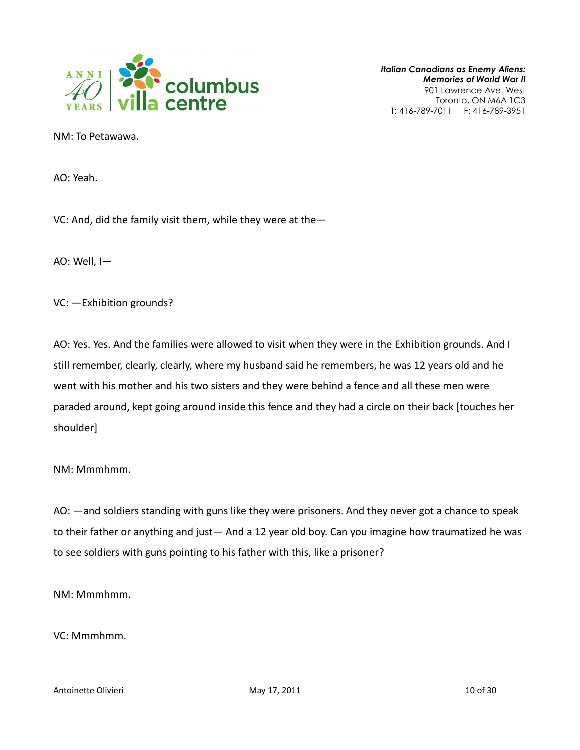NM: To Petawawa.

AO: Yeah.

VC: And, did the family visit them, while they were at the—

AO: Well, I—

VC: —Exhibition grounds?

AO: Yes. Yes. And the families were allowed to visit when they were in the Exhibition grounds. And I still remember, clearly, clearly, where my husband said he remembers, he was 12 years old and he went with his mother and his two sisters and they were behind a fence and all these men were paraded around, kept going around inside this fence and they had a circle on their back [touches her shoulder]

NM: Mmmhmm.

AO: —and soldiers standing with guns like they were prisoners. And they never got a chance to speak to their father or anything and just— And a 12 year old boy. Can you imagine how traumatized he was to see soldiers with guns pointing to his father with this, like a prisoner?

NM: Mmmhmm.

VC: Mmmhmm.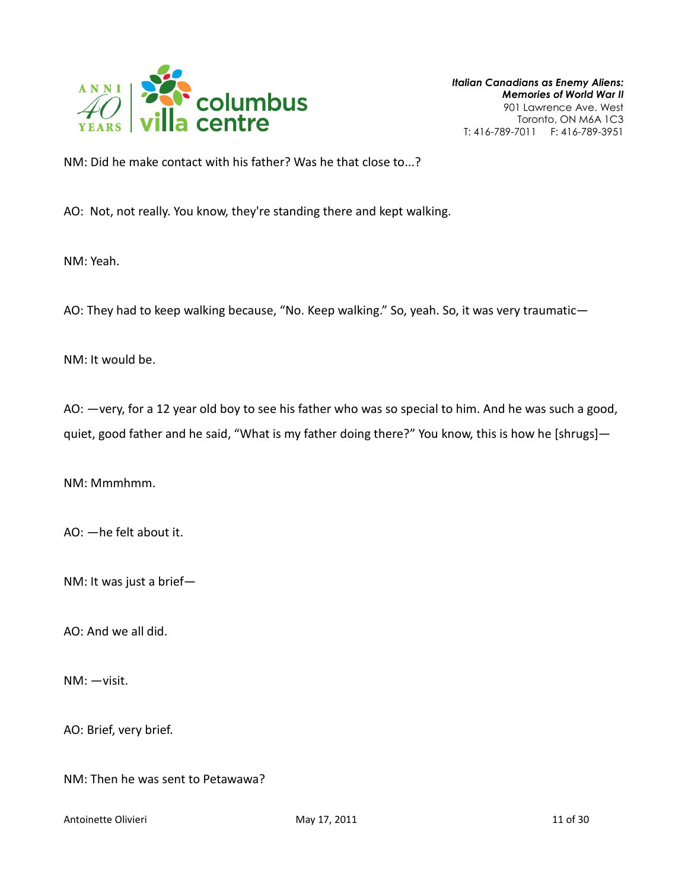NM: Did he make contact with his father? Was he that close to...?

AO: Not, not really. You know, they're standing there and kept walking.

NM: Yeah.

AO: They had to keep walking because, "No. Keep walking." So, yeah. So, it was very traumatic—

NM: It would be.

AO: —very, for a 12 year old boy to see his father who was so special to him. And he was such a good, quiet, good father and he said, "What is my father doing there?" You know, this is how he [shrugs]—

NM: Mmmhmm.

AO: —he felt about it.

NM: It was just a brief—

AO: And we all did.

NM: —visit.

AO: Brief, very brief.

NM: Then he was sent to Petawawa?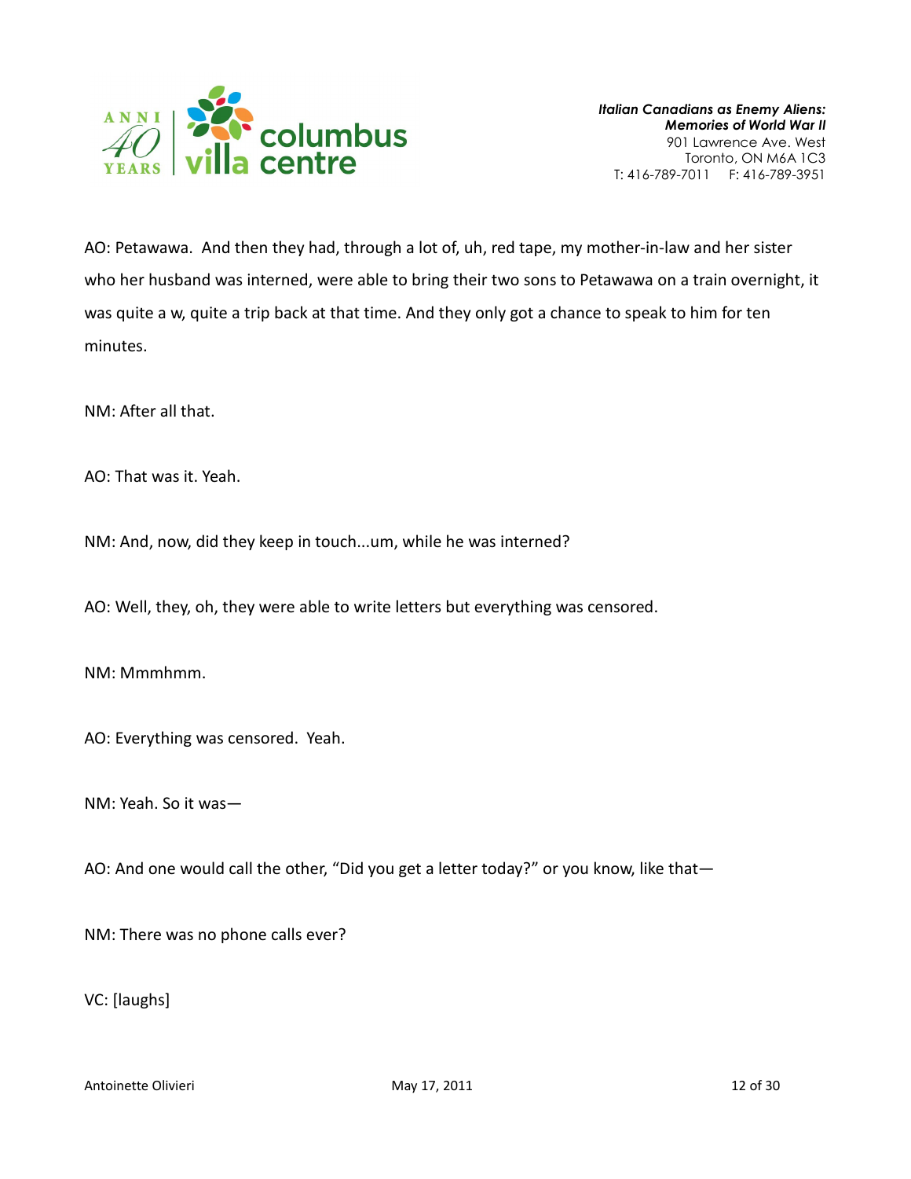AO: Petawawa. And then they had, through a lot of, uh, red tape, my mother-in-law and her sister who her husband was interned, were able to bring their two sons to Petawawa on a train overnight, it was quite a w, quite a trip back at that time. And they only got a chance to speak to him for ten minutes.

NM: After all that.

AO: That was it. Yeah.

NM: And, now, did they keep in touch...um, while he was interned?

AO: Well, they, oh, they were able to write letters but everything was censored.

NM: Mmmhmm.

AO: Everything was censored. Yeah.

NM: Yeah. So it was—

AO: And one would call the other, "Did you get a letter today?" or you know, like that—

NM: There was no phone calls ever?

VC: [laughs]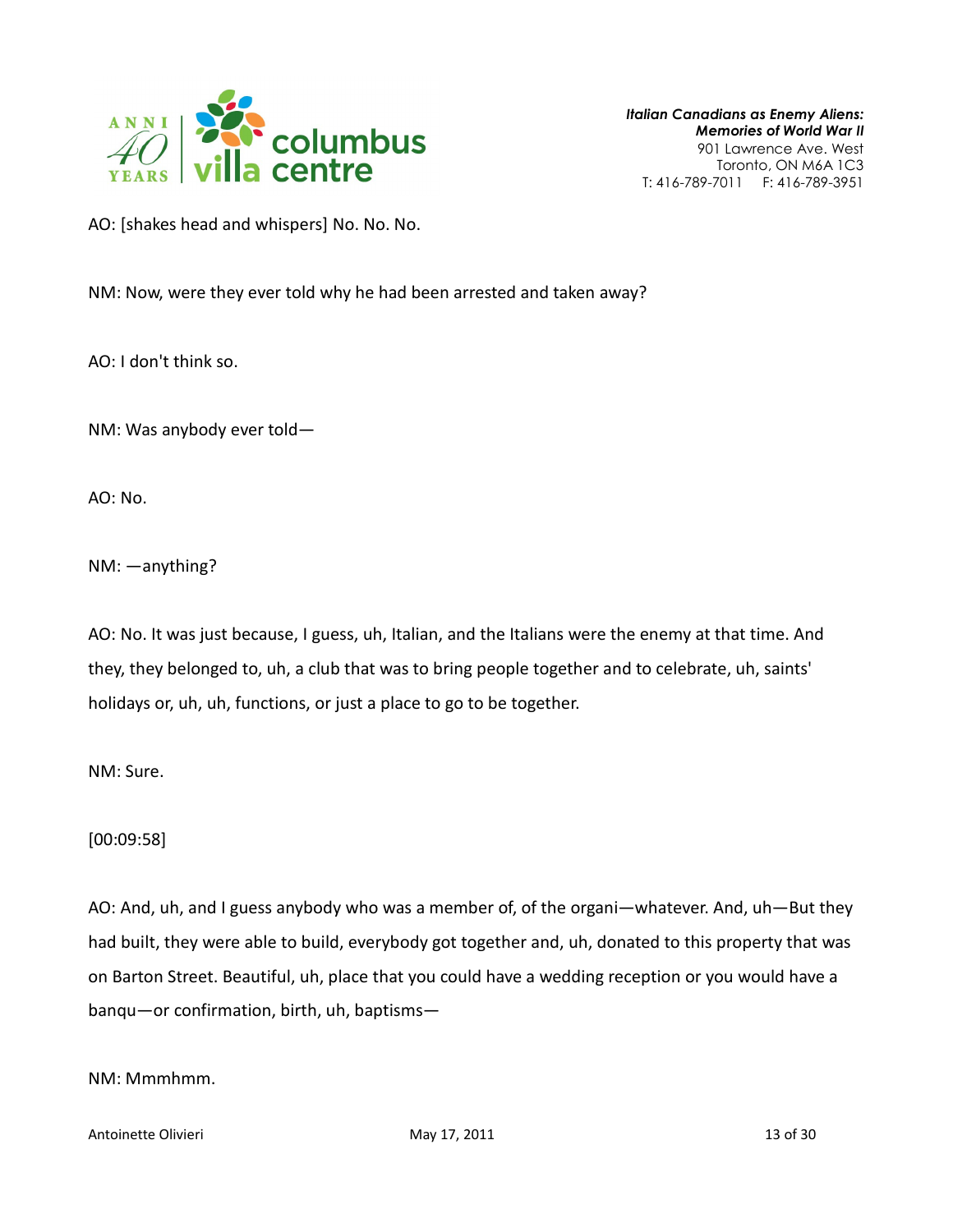AO: [shakes head and whispers] No. No. No.

NM: Now, were they ever told why he had been arrested and taken away?

AO: I don't think so.

NM: Was anybody ever told—

AO: No.

NM: —anything?

AO: No. It was just because, I guess, uh, Italian, and the Italians were the enemy at that time. And they, they belonged to, uh, a club that was to bring people together and to celebrate, uh, saints' holidays or, uh, uh, functions, or just a place to go to be together.

NM: Sure.

[00:09:58]

AO: And, uh, and I guess anybody who was a member of, of the organi—whatever. And, uh—But they had built, they were able to build, everybody got together and, uh, donated to this property that was on Barton Street. Beautiful, uh, place that you could have a wedding reception or you would have a banqu—or confirmation, birth, uh, baptisms—

NM: Mmmhmm.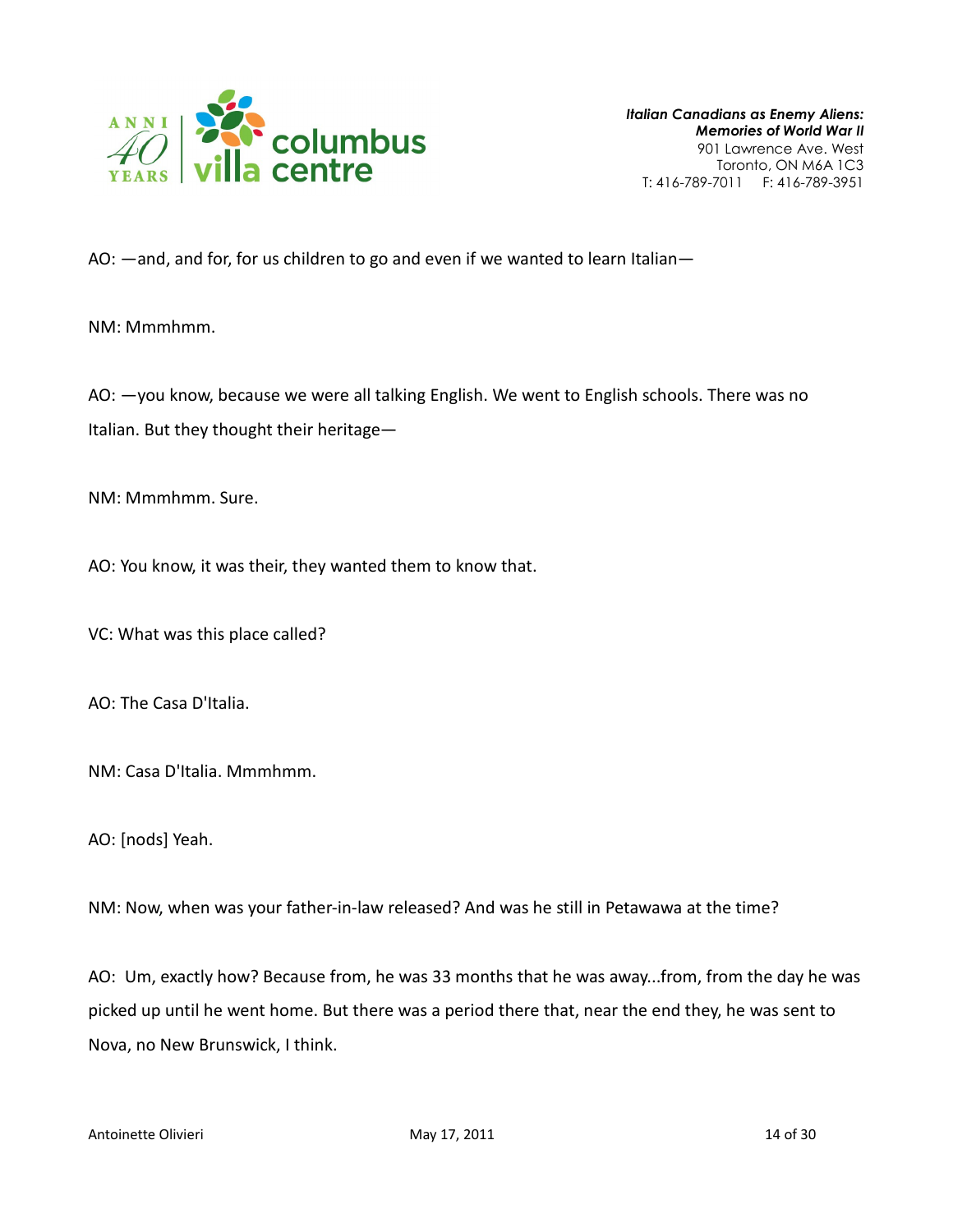AO: —and, and for, for us children to go and even if we wanted to learn Italian—

NM: Mmmhmm.

AO: —you know, because we were all talking English. We went to English schools. There was no Italian. But they thought their heritage—

NM: Mmmhmm. Sure.

AO: You know, it was their, they wanted them to know that.

VC: What was this place called?

AO: The Casa D'Italia.

NM: Casa D'Italia. Mmmhmm.

AO: [nods] Yeah.

NM: Now, when was your father-in-law released? And was he still in Petawawa at the time?

AO: Um, exactly how? Because from, he was 33 months that he was away...from, from the day he was picked up until he went home. But there was a period there that, near the end they, he was sent to Nova, no New Brunswick, I think.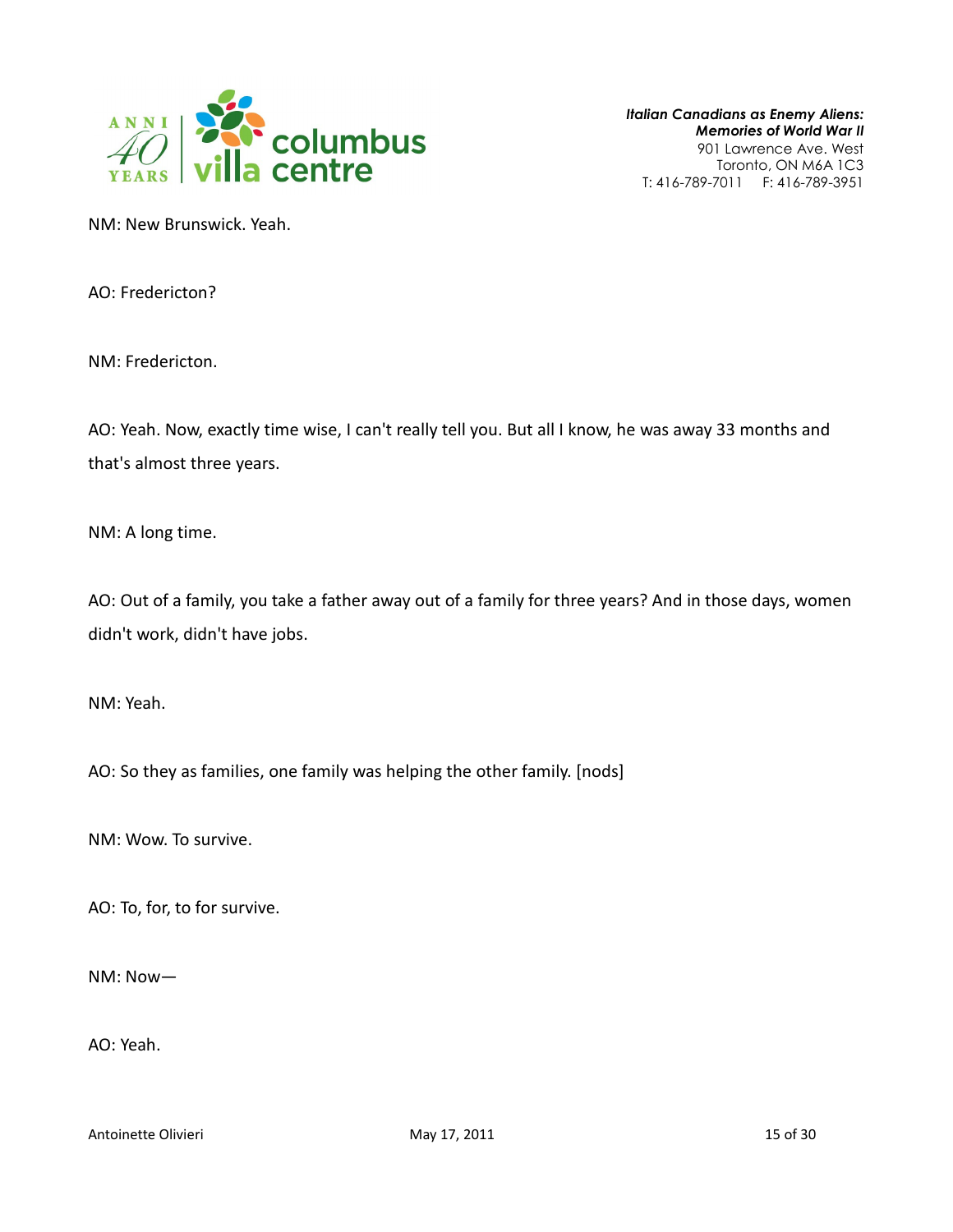NM: New Brunswick. Yeah.

AO: Fredericton?

NM: Fredericton.

AO: Yeah. Now, exactly time wise, I can't really tell you. But all I know, he was away 33 months and that's almost three years.

NM: A long time.

AO: Out of a family, you take a father away out of a family for three years? And in those days, women didn't work, didn't have jobs.

NM: Yeah.

AO: So they as families, one family was helping the other family. [nods]

NM: Wow. To survive.

AO: To, for, to for survive.

NM: Now—

AO: Yeah.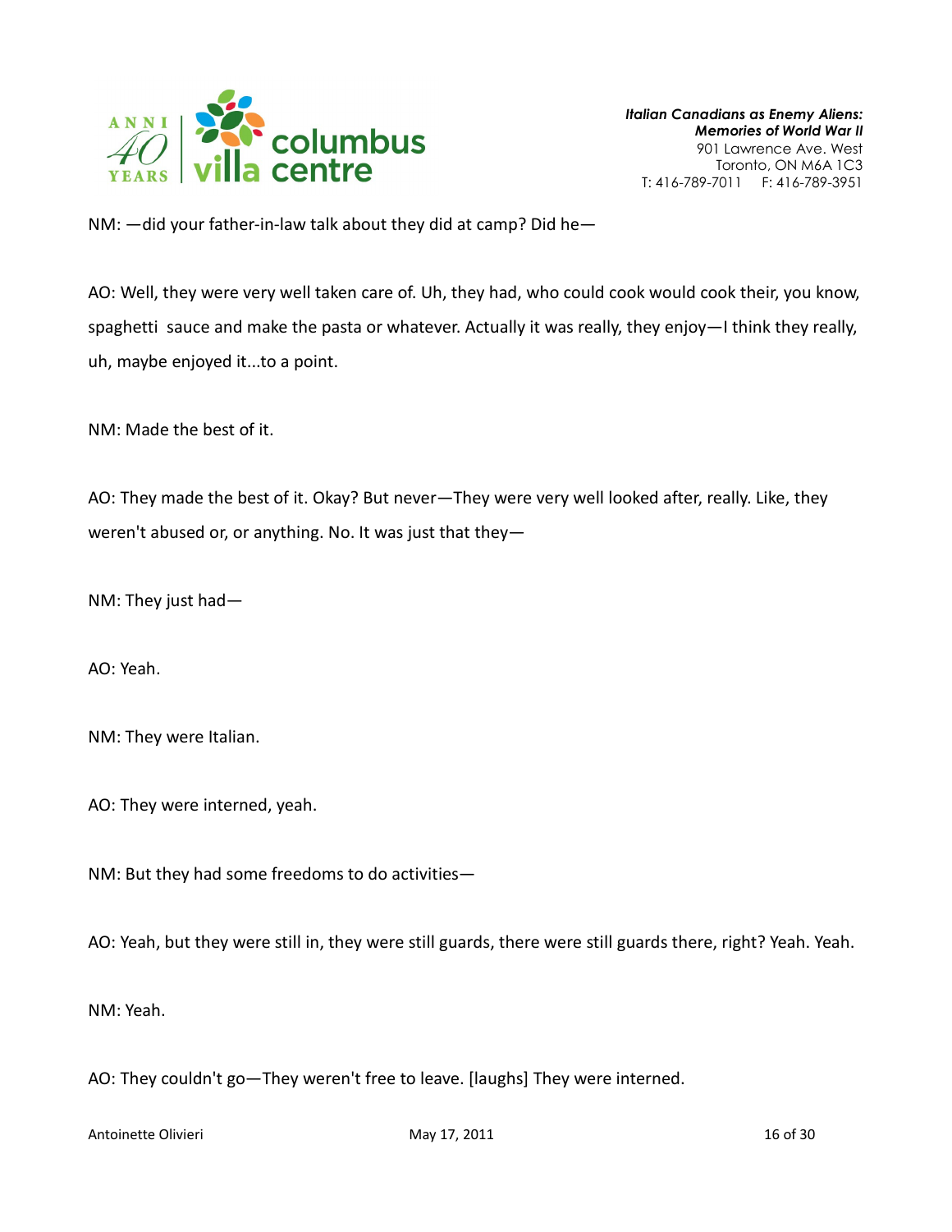NM: —did your father-in-law talk about they did at camp? Did he—

AO: Well, they were very well taken care of. Uh, they had, who could cook would cook their, you know, spaghetti sauce and make the pasta or whatever. Actually it was really, they enjoy—I think they really, uh, maybe enjoyed it...to a point.

NM: Made the best of it.

AO: They made the best of it. Okay? But never—They were very well looked after, really. Like, they weren't abused or, or anything. No. It was just that they—

NM: They just had—

AO: Yeah.

NM: They were Italian.

AO: They were interned, yeah.

NM: But they had some freedoms to do activities—

AO: Yeah, but they were still in, they were still guards, there were still guards there, right? Yeah. Yeah.

NM: Yeah.

AO: They couldn't go—They weren't free to leave. [laughs] They were interned.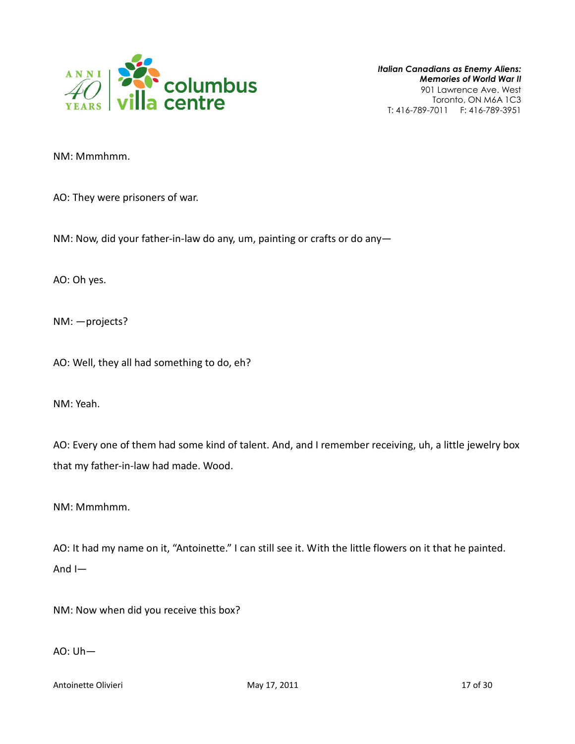NM: Mmmhmm.

AO: They were prisoners of war.

NM: Now, did your father-in-law do any, um, painting or crafts or do any—

AO: Oh yes.

NM: —projects?

AO: Well, they all had something to do, eh?

NM: Yeah.

AO: Every one of them had some kind of talent. And, and I remember receiving, uh, a little jewelry box that my father-in-law had made. Wood.

NM: Mmmhmm.

AO: It had my name on it, "Antoinette." I can still see it. With the little flowers on it that he painted. And I—

NM: Now when did you receive this box?

AO: Uh—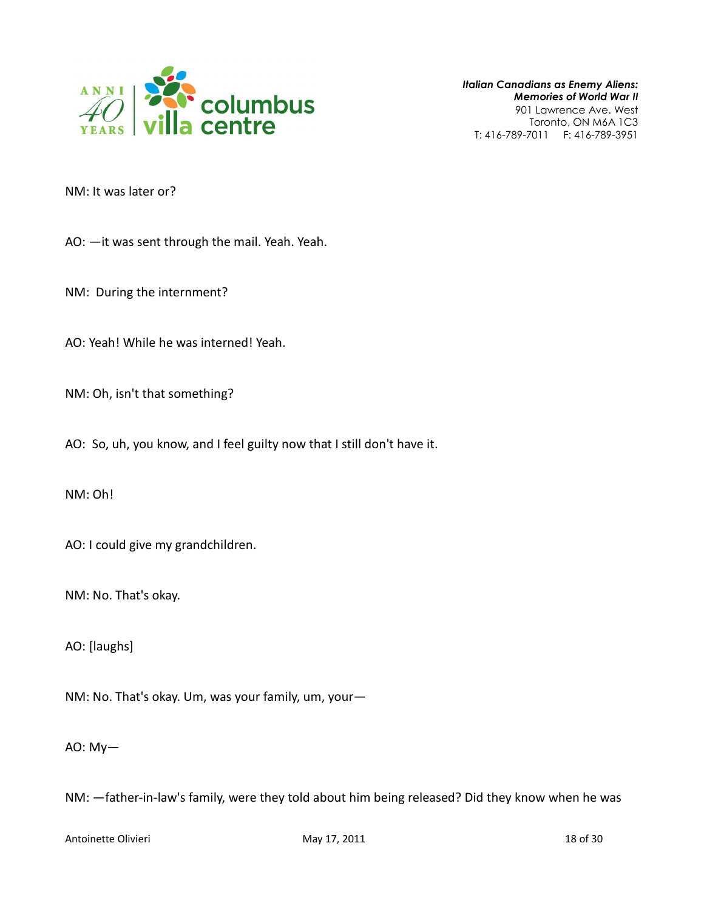NM: It was later or?

AO: —it was sent through the mail. Yeah. Yeah.

NM: During the internment?

AO: Yeah! While he was interned! Yeah.

NM: Oh, isn't that something?

AO: So, uh, you know, and I feel guilty now that I still don't have it.

NM: Oh!

AO: I could give my grandchildren.

NM: No. That's okay.

AO: [laughs]

NM: No. That's okay. Um, was your family, um, your—

AO: My—

NM: —father-in-law's family, were they told about him being released? Did they know when he was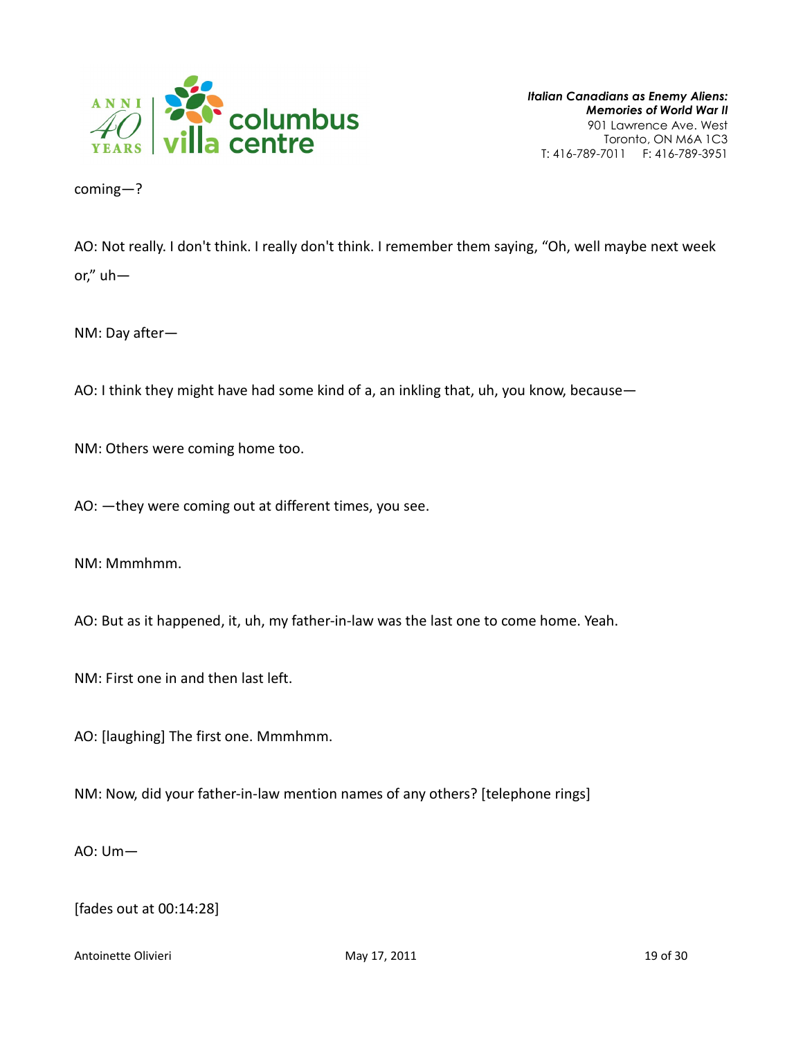coming—?

AO: Not really. I don't think. I really don't think. I remember them saying, "Oh, well maybe next week or," uh—

NM: Day after—

AO: I think they might have had some kind of a, an inkling that, uh, you know, because—

NM: Others were coming home too.

AO: —they were coming out at different times, you see.

NM: Mmmhmm.

AO: But as it happened, it, uh, my father-in-law was the last one to come home. Yeah.

NM: First one in and then last left.

AO: [laughing] The first one. Mmmhmm.

NM: Now, did your father-in-law mention names of any others? [telephone rings]

AO: Um—

[fades out at 00:14:28]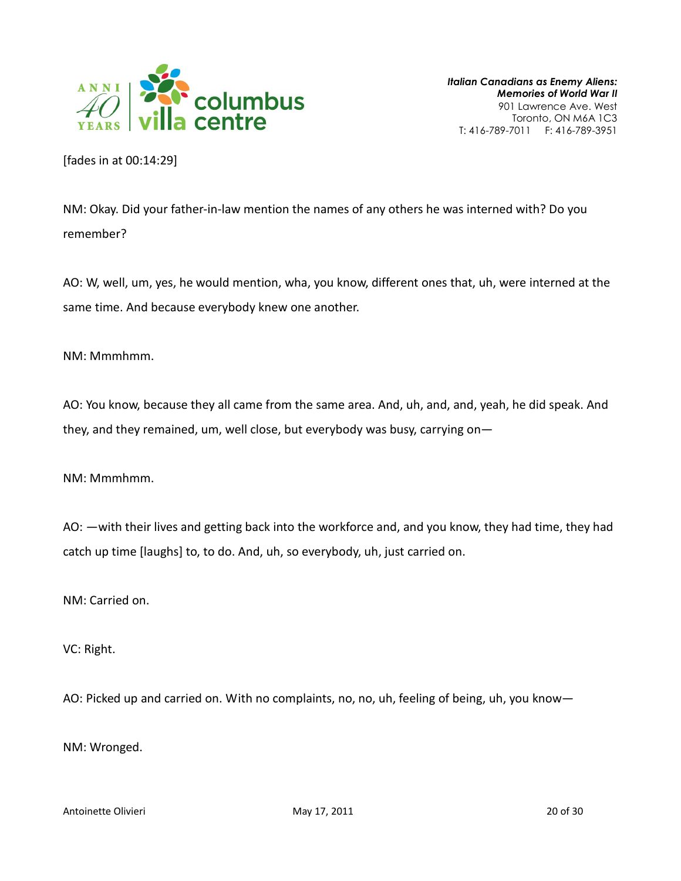[fades in at 00:14:29]

NM: Okay. Did your father-in-law mention the names of any others he was interned with? Do you remember?

AO: W, well, um, yes, he would mention, wha, you know, different ones that, uh, were interned at the same time. And because everybody knew one another.

NM: Mmmhmm.

AO: You know, because they all came from the same area. And, uh, and, and, yeah, he did speak. And they, and they remained, um, well close, but everybody was busy, carrying on—

NM: Mmmhmm.

AO: —with their lives and getting back into the workforce and, and you know, they had time, they had catch up time [laughs] to, to do. And, uh, so everybody, uh, just carried on.

NM: Carried on.

VC: Right.

AO: Picked up and carried on. With no complaints, no, no, uh, feeling of being, uh, you know—

NM: Wronged.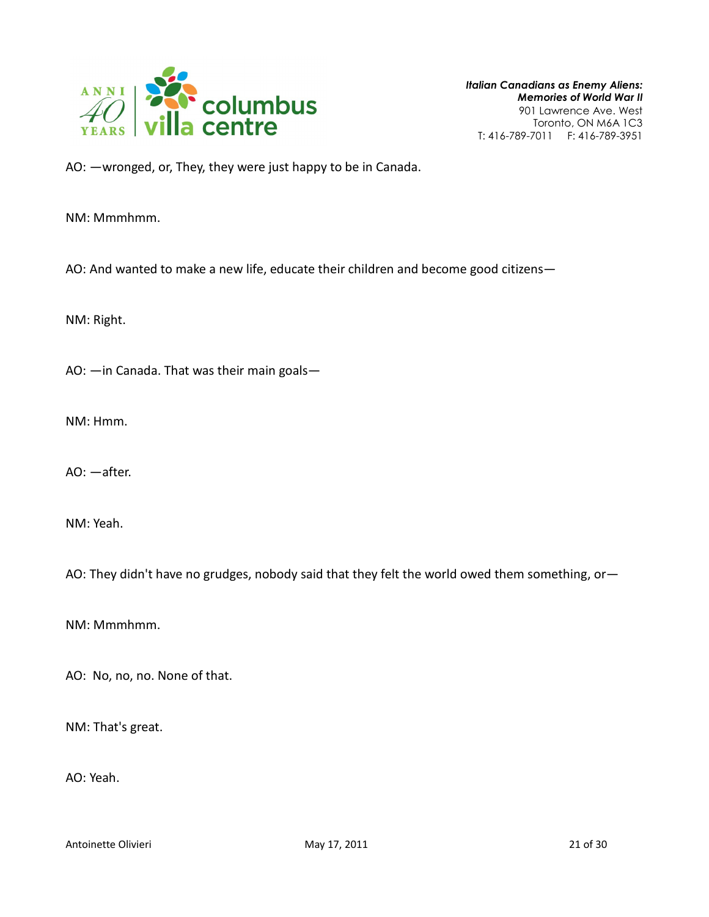AO: —wronged, or, They, they were just happy to be in Canada.

NM: Mmmhmm.

AO: And wanted to make a new life, educate their children and become good citizens—

NM: Right.

AO: —in Canada. That was their main goals—

NM: Hmm.

AO: —after.

NM: Yeah.

AO: They didn't have no grudges, nobody said that they felt the world owed them something, or—

NM: Mmmhmm.

AO: No, no, no. None of that.

NM: That's great.

AO: Yeah.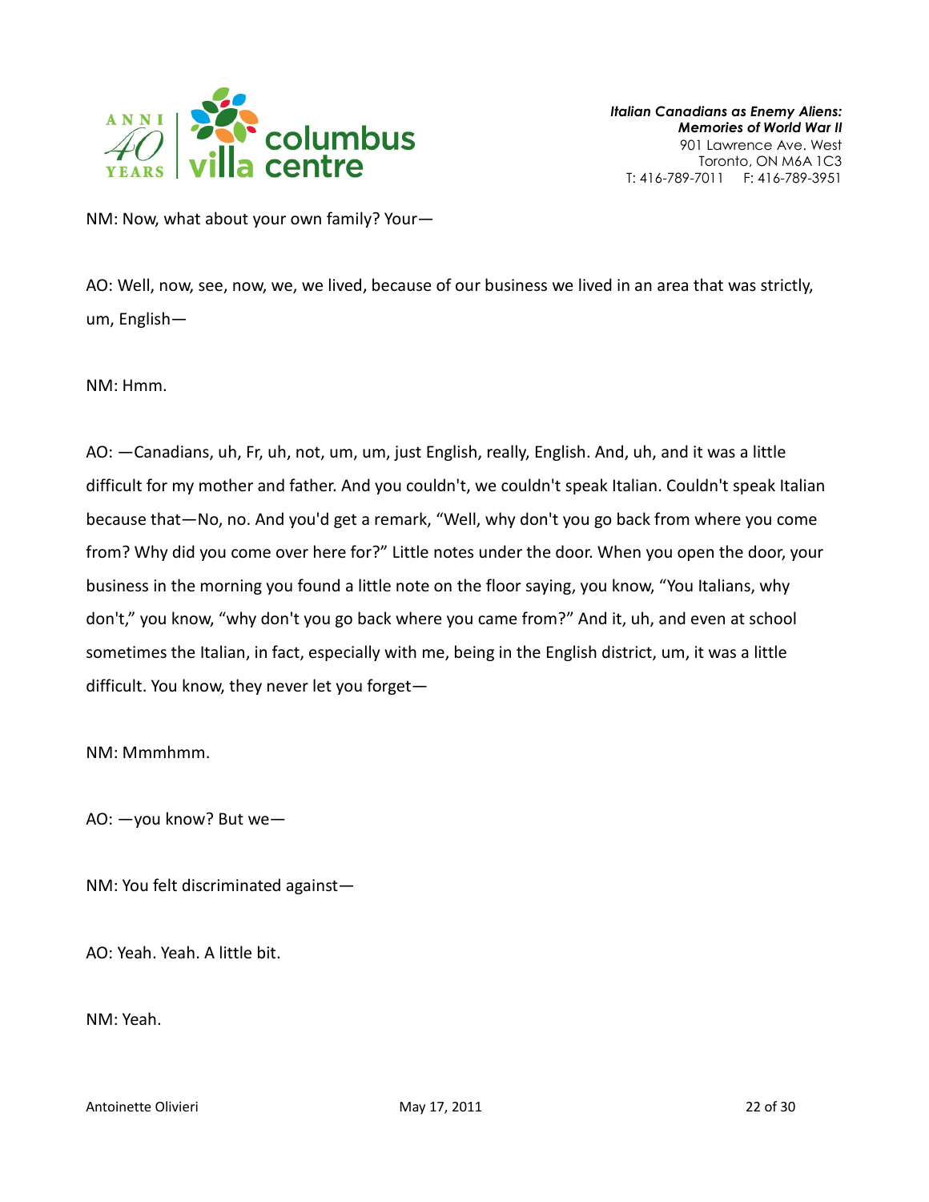NM: Now, what about your own family? Your—

AO: Well, now, see, now, we, we lived, because of our business we lived in an area that was strictly, um, English—

NM: Hmm.

AO: —Canadians, uh, Fr, uh, not, um, um, just English, really, English. And, uh, and it was a little difficult for my mother and father. And you couldn't, we couldn't speak Italian. Couldn't speak Italian because that—No, no. And you'd get a remark, "Well, why don't you go back from where you come from? Why did you come over here for?" Little notes under the door. When you open the door, your business in the morning you found a little note on the floor saying, you know, "You Italians, why don't," you know, "why don't you go back where you came from?" And it, uh, and even at school sometimes the Italian, in fact, especially with me, being in the English district, um, it was a little difficult. You know, they never let you forget—

NM: Mmmhmm.

AO: —you know? But we—

NM: You felt discriminated against—

AO: Yeah. Yeah. A little bit.

NM: Yeah.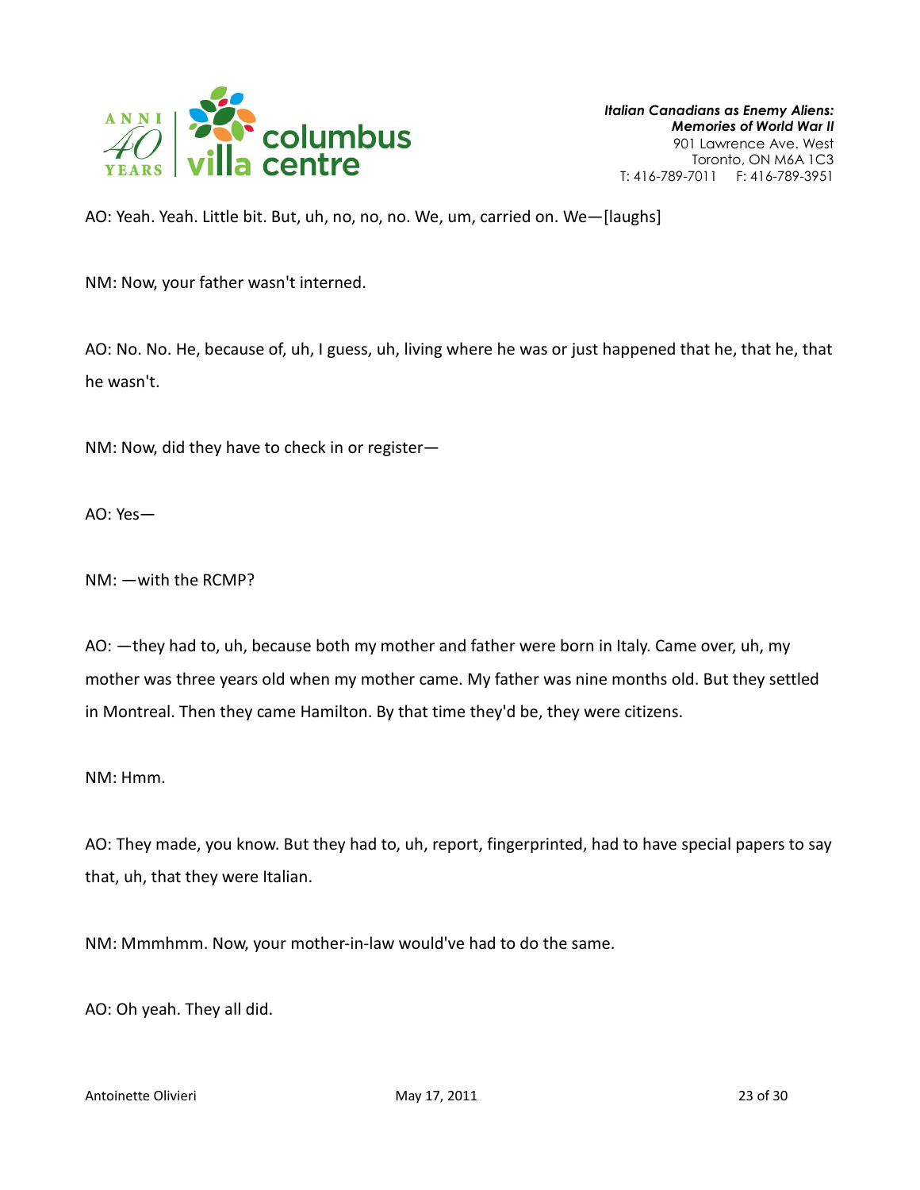AO: Yeah. Yeah. Little bit. But, uh, no, no, no. We, um, carried on. We—[laughs]

NM: Now, your father wasn't interned.

AO: No. No. He, because of, uh, I guess, uh, living where he was or just happened that he, that he, that he wasn't.

NM: Now, did they have to check in or register—

AO: Yes—

NM: —with the RCMP?

AO: —they had to, uh, because both my mother and father were born in Italy. Came over, uh, my mother was three years old when my mother came. My father was nine months old. But they settled in Montreal. Then they came Hamilton. By that time they'd be, they were citizens.

NM: Hmm.

AO: They made, you know. But they had to, uh, report, fingerprinted, had to have special papers to say that, uh, that they were Italian.

NM: Mmmhmm. Now, your mother-in-law would've had to do the same.

AO: Oh yeah. They all did.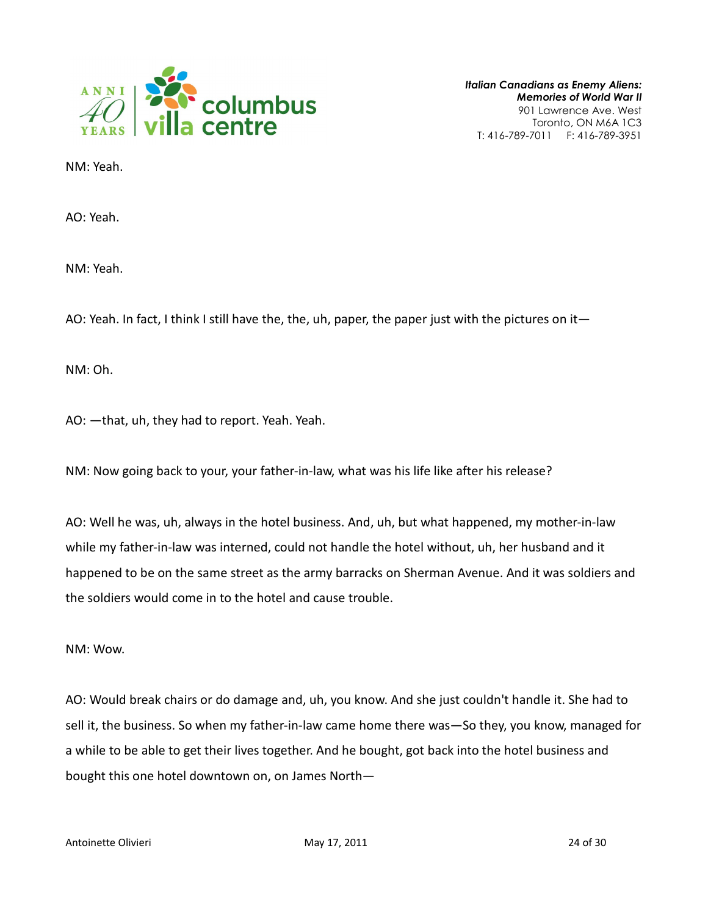NM: Yeah.

AO: Yeah.

NM: Yeah.

AO: Yeah. In fact, I think I still have the, the, uh, paper, the paper just with the pictures on it—

NM: Oh.

AO: —that, uh, they had to report. Yeah. Yeah.

NM: Now going back to your, your father-in-law, what was his life like after his release?

AO: Well he was, uh, always in the hotel business. And, uh, but what happened, my mother-in-law while my father-in-law was interned, could not handle the hotel without, uh, her husband and it happened to be on the same street as the army barracks on Sherman Avenue. And it was soldiers and the soldiers would come in to the hotel and cause trouble.

NM: Wow.

AO: Would break chairs or do damage and, uh, you know. And she just couldn't handle it. She had to sell it, the business. So when my father-in-law came home there was—So they, you know, managed for a while to be able to get their lives together. And he bought, got back into the hotel business and bought this one hotel downtown on, on James North—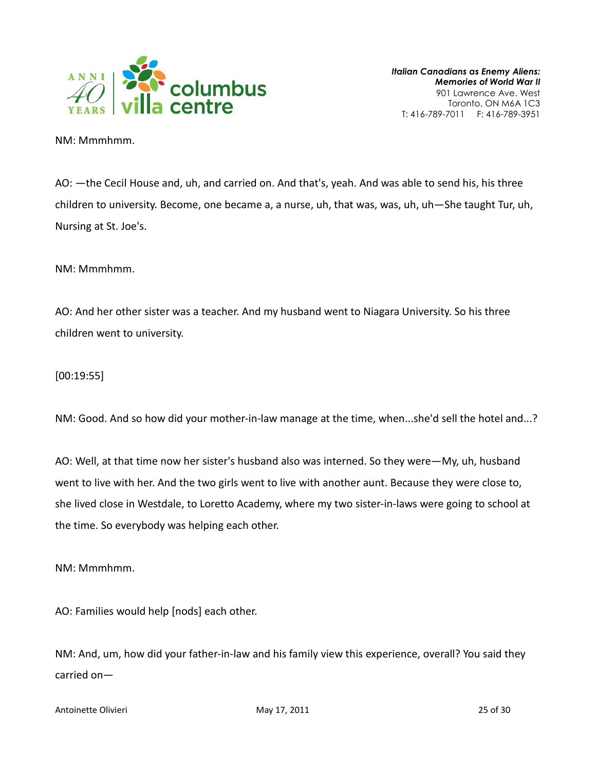NM: Mmmhmm.

AO: —the Cecil House and, uh, and carried on. And that's, yeah. And was able to send his, his three children to university. Become, one became a, a nurse, uh, that was, was, uh, uh—She taught Tur, uh, Nursing at St. Joe's.

NM: Mmmhmm.

AO: And her other sister was a teacher. And my husband went to Niagara University. So his three children went to university.

[00:19:55]

NM: Good. And so how did your mother-in-law manage at the time, when...she'd sell the hotel and...?

AO: Well, at that time now her sister's husband also was interned. So they were—My, uh, husband went to live with her. And the two girls went to live with another aunt. Because they were close to, she lived close in Westdale, to Loretto Academy, where my two sister-in-laws were going to school at the time. So everybody was helping each other.

NM: Mmmhmm.

AO: Families would help [nods] each other.

NM: And, um, how did your father-in-law and his family view this experience, overall? You said they carried on—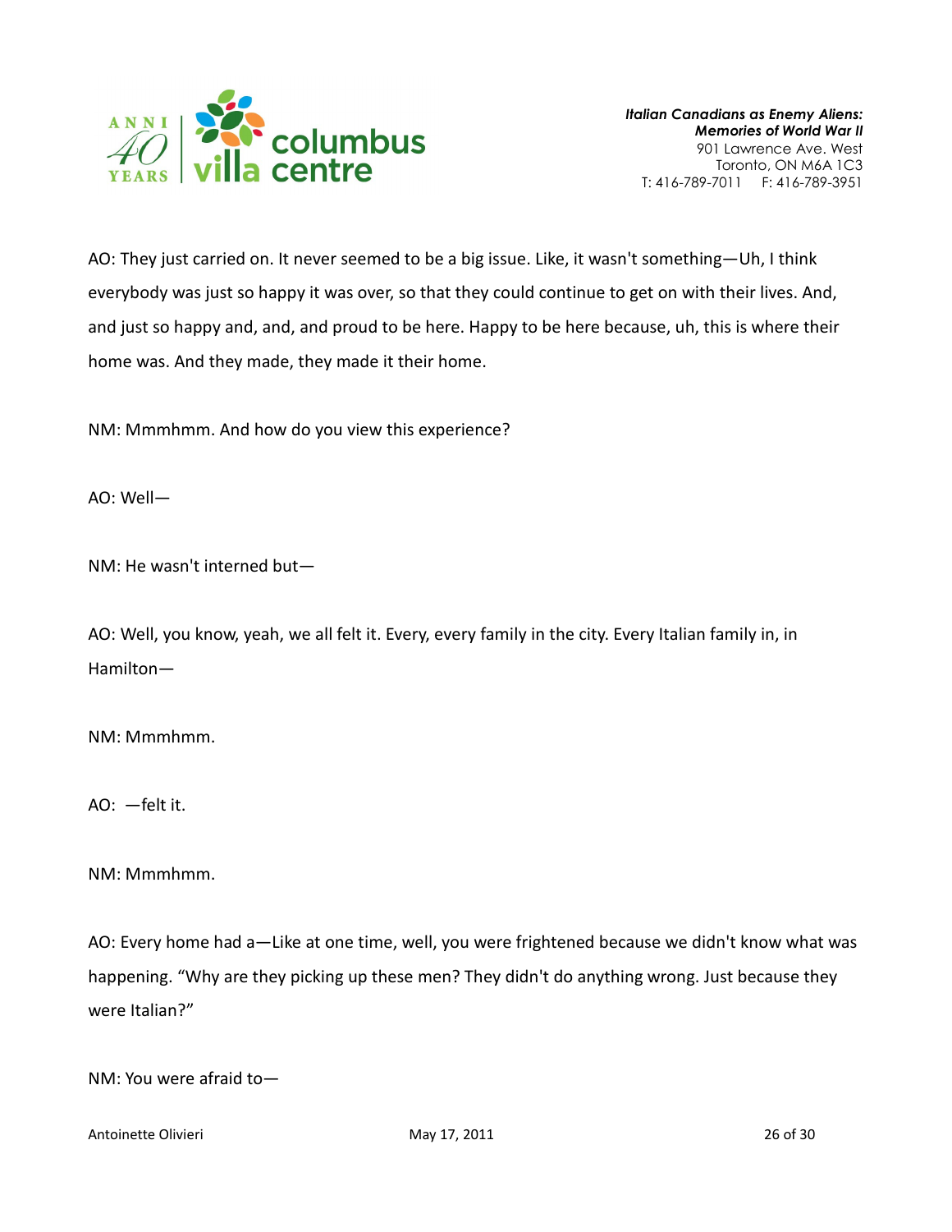AO: They just carried on. It never seemed to be a big issue. Like, it wasn't something—Uh, I think everybody was just so happy it was over, so that they could continue to get on with their lives. And, and just so happy and, and, and proud to be here. Happy to be here because, uh, this is where their home was. And they made, they made it their home.

NM: Mmmhmm. And how do you view this experience?

AO: Well—

NM: He wasn't interned but—

AO: Well, you know, yeah, we all felt it. Every, every family in the city. Every Italian family in, in Hamilton—

NM: Mmmhmm.

AO: —felt it.

NM: Mmmhmm.

AO: Every home had a—Like at one time, well, you were frightened because we didn't know what was happening. "Why are they picking up these men? They didn't do anything wrong. Just because they were Italian?"

NM: You were afraid to—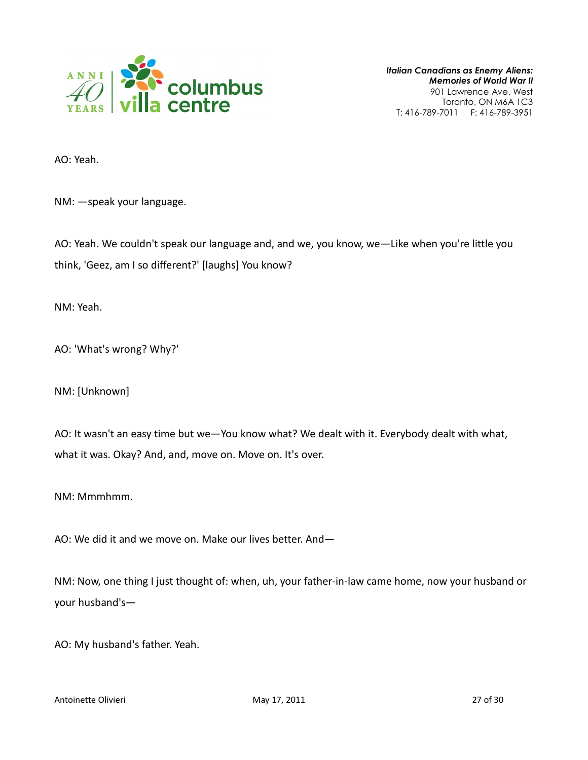AO: Yeah.

NM: —speak your language.

AO: Yeah. We couldn't speak our language and, and we, you know, we—Like when you're little you think, 'Geez, am I so different?' [laughs] You know?

NM: Yeah.

AO: 'What's wrong? Why?'

NM: [Unknown]

AO: It wasn't an easy time but we—You know what? We dealt with it. Everybody dealt with what, what it was. Okay? And, and, move on. Move on. It's over.

NM: Mmmhmm.

AO: We did it and we move on. Make our lives better. And—

NM: Now, one thing I just thought of: when, uh, your father-in-law came home, now your husband or your husband's—

AO: My husband's father. Yeah.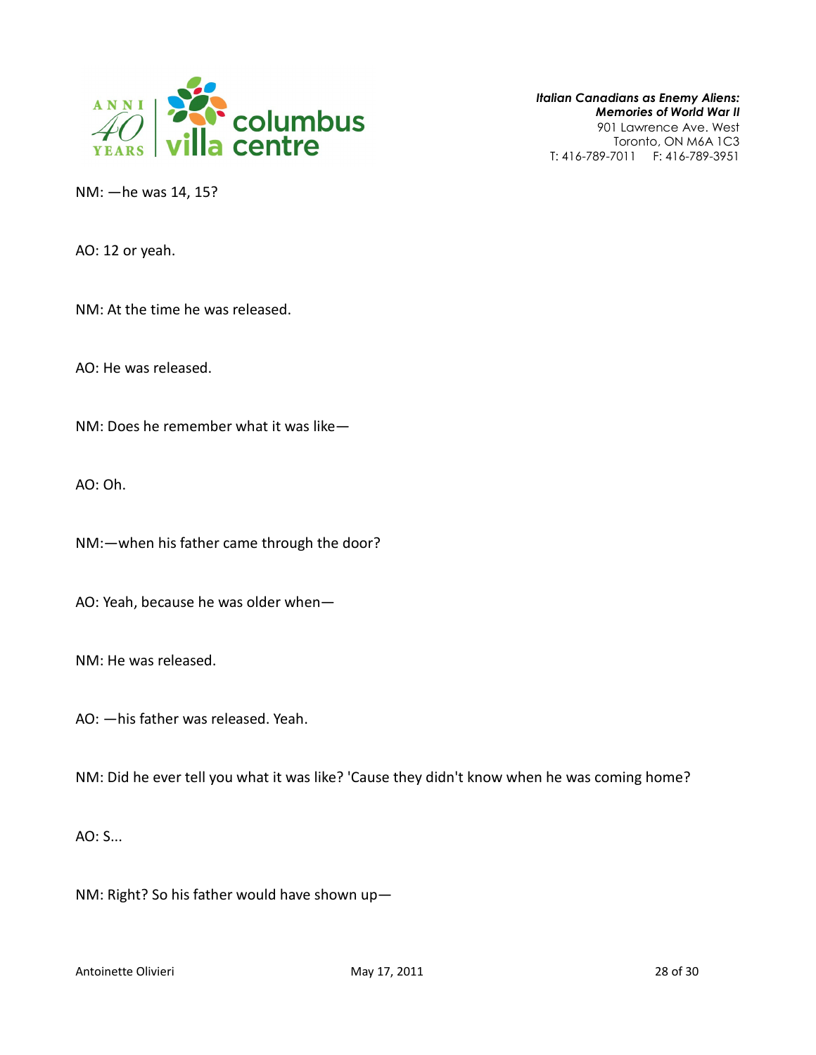NM: —he was 14, 15?

AO: 12 or yeah.

NM: At the time he was released.

AO: He was released.

NM: Does he remember what it was like—

AO: Oh.

NM:—when his father came through the door?

AO: Yeah, because he was older when—

NM: He was released.

AO: —his father was released. Yeah.

NM: Did he ever tell you what it was like? 'Cause they didn't know when he was coming home?

AO: S...

NM: Right? So his father would have shown up—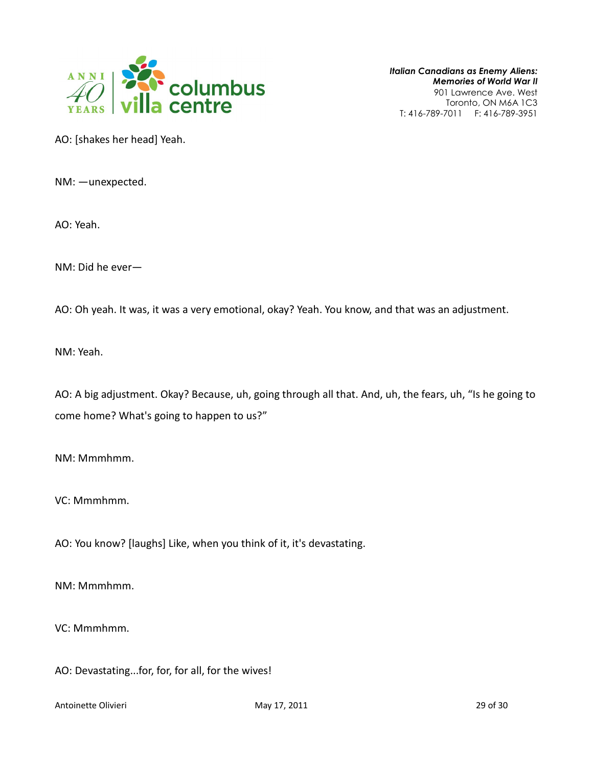AO: [shakes her head] Yeah.

NM: —unexpected.

AO: Yeah.

NM: Did he ever—

AO: Oh yeah. It was, it was a very emotional, okay? Yeah. You know, and that was an adjustment.

NM: Yeah.

AO: A big adjustment. Okay? Because, uh, going through all that. And, uh, the fears, uh, "Is he going to come home? What's going to happen to us?"

NM: Mmmhmm.

VC: Mmmhmm.

AO: You know? [laughs] Like, when you think of it, it's devastating.

NM: Mmmhmm.

VC: Mmmhmm.

AO: Devastating...for, for, for all, for the wives!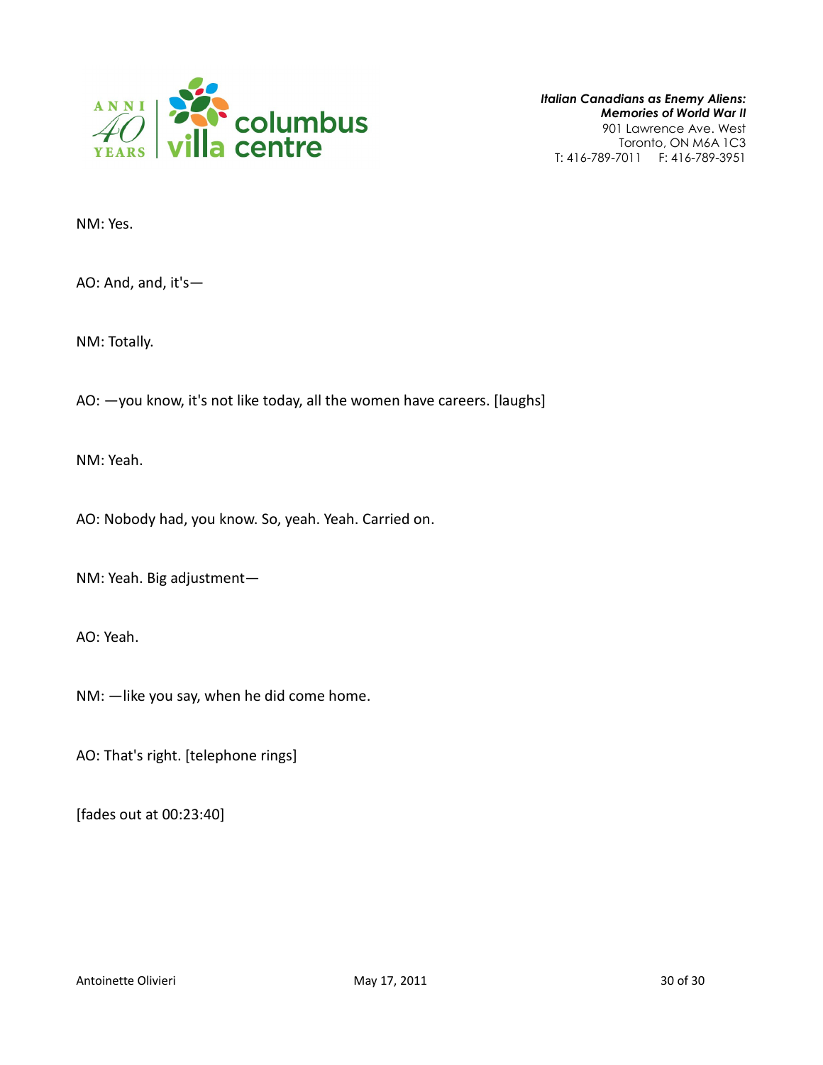NM: Yes.

AO: And, and, it's—

NM: Totally.

AO: —you know, it's not like today, all the women have careers. [laughs]

NM: Yeah.

AO: Nobody had, you know. So, yeah. Yeah. Carried on.

NM: Yeah. Big adjustment—

AO: Yeah.

NM: —like you say, when he did come home.

AO: That's right. [telephone rings]

[fades out at 00:23:40]